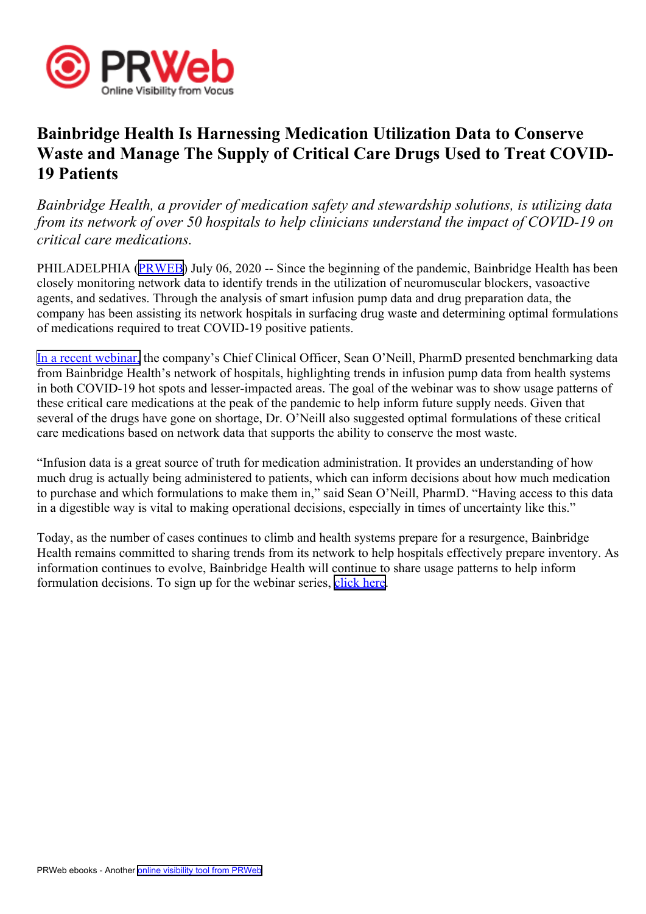# Bainbridge Health Is Harnessing Medication Utilization Data to Conserve Waste and Manage The Supply of Critical Care Drugs Used to Treat COVID-19 Patients

*Bainbridge Health, a provider of medication safety and stewardship solutions, is utilizing data from its network of over 50 hospitals to help clinicians understand the impact of COVID-19 on critical care medications.*

PHILADELPHIA (PRWEB) July 06, 2020 -- Since the beginning of the pandemic, Bainbridge Health has been closely monitoring network data to identify trends in the utilization of neuromuscular blockers, vasoactive agents, and sedatives. Through the analysis of smart infusion pump data and drug preparation data, the company has been assisting its network hospitals in surfacing drug waste and determining optimal formulations of medications required to treat COVID-19 positive patients.

In a recent webinar, the company's Chief Clinical Officer, Sean O'Neill, PharmD presented benchmarking data from Bainbridge Health's network of hospitals, highlighting trends in infusion pump data from health systems in both COVID-19 hot spots and lesser-impacted areas. The goal of the webinar was to show usage patterns of these critical care medications at the peak of the pandemic to help inform future supply needs. Given that several of the drugs have gone on shortage, Dr. O'Neill also suggested optimal formulations of these critical care medications based on network data that supports the ability to conserve the most waste.

"Infusion data is a great source of truth for medication administration. It provides an understanding of how much drug is actually being administered to patients, which can inform decisions about how much medication to purchase and which formulations to make them in," said Sean O'Neill, PharmD. "Having access to this data in a digestible way is vital to making operational decisions, especially in times of uncertainty like this."

Today, as the number of cases continues to climb and health systems prepare for a resurgence, Bainbridge Health remains committed to sharing trends from its network to help hospitals effectively prepare inventory. As information continues to evolve, Bainbridge Health will continue to share usage patterns to help inform formulation decisions. To sign up for the webinar series, click here.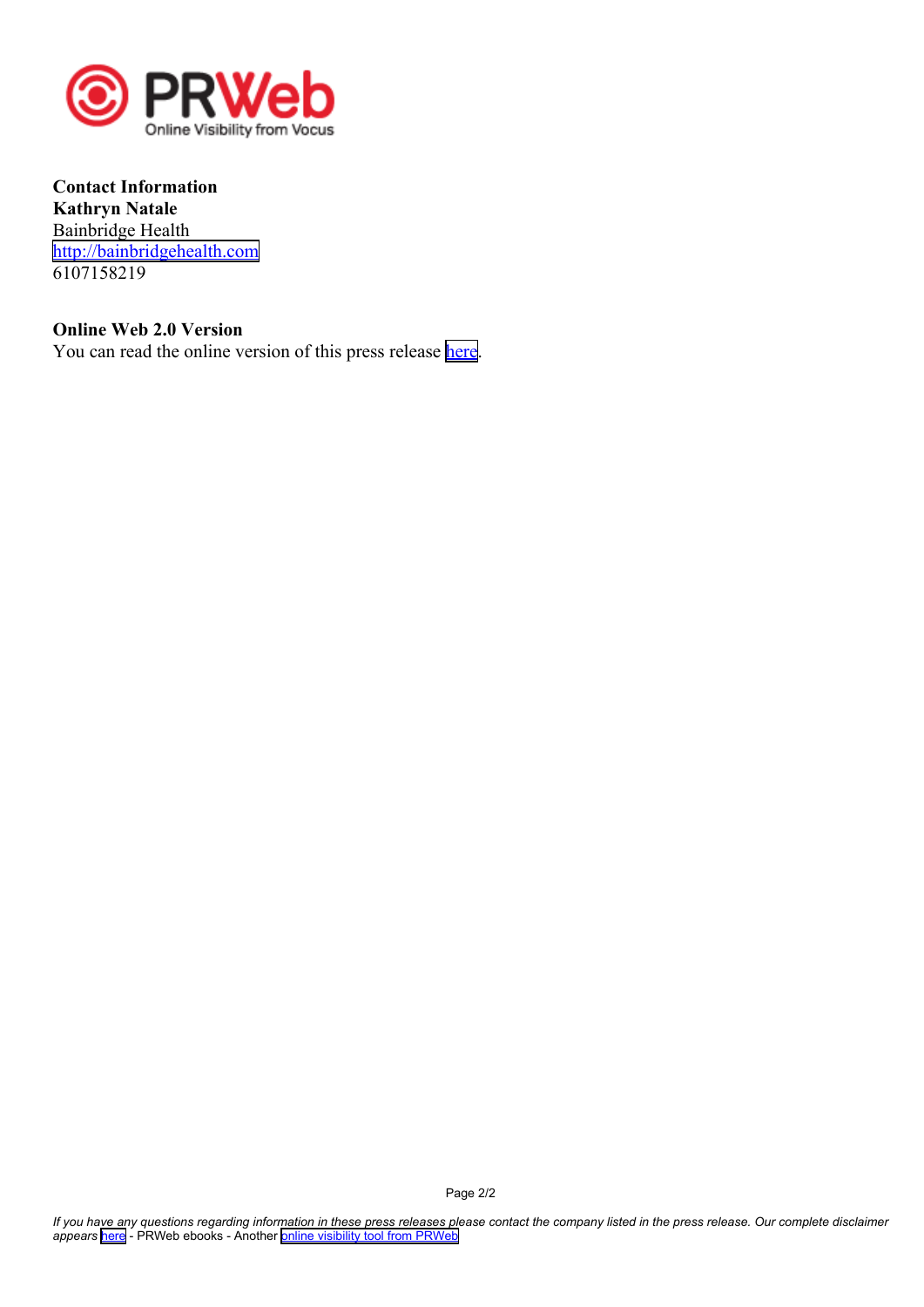**Contact Information**
**Kathryn Natale**
Bainbridge Health
http://bainbridgehealth.com
6107158219

**Online Web 2.0 Version**
You can read the online version of this press release here.

*If you have any questions regarding information in these press releases please contact the company listed in the press release. Our complete disclaimer appears* here - PRWeb ebooks - Another online visibility tool from PRWeb